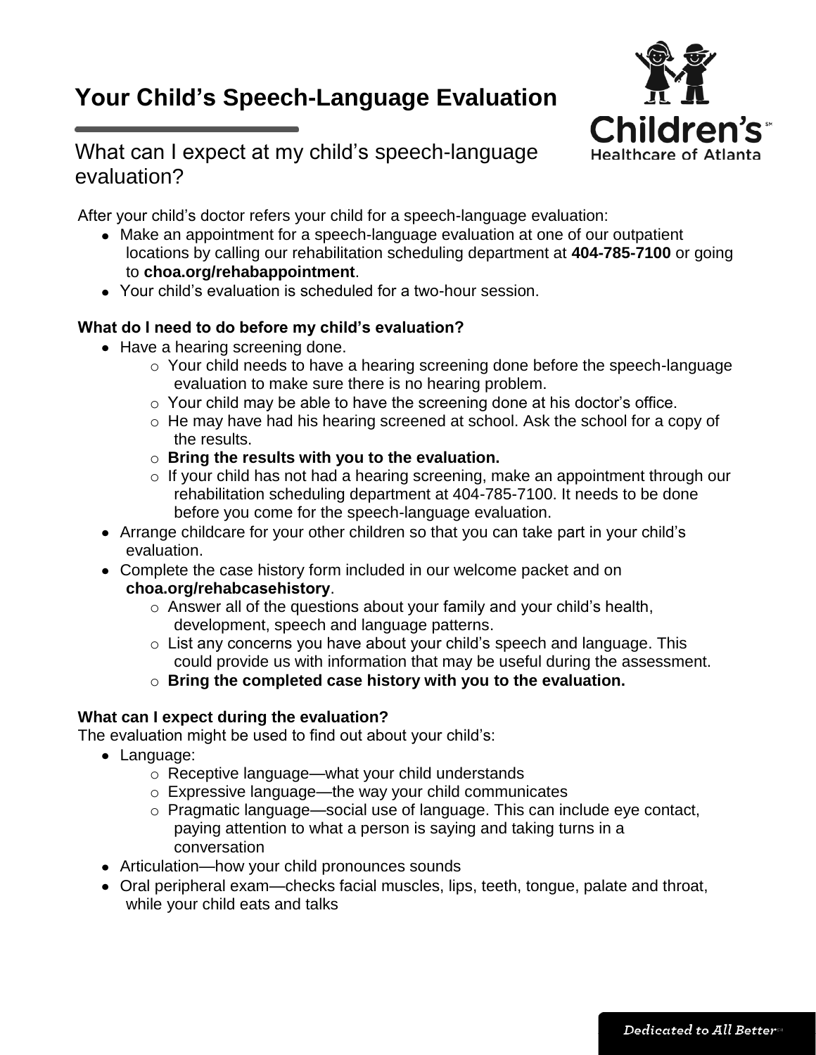# Your Child's Speech-Language Evaluation

## What can I expect at my child's speech-language evaluation?

After your child's doctor refers your child for a speech-language evaluation:

- Make an appointment for a speech-language evaluation at one of our outpatient locations by calling our rehabilitation scheduling department at **404-785-7100** or going to **choa.org/rehabappointment**.
- Your child's evaluation is scheduled for a two-hour session.

### What do I need to do before my child's evaluation?

- Have a hearing screening done.
  - Your child needs to have a hearing screening done before the speech-language evaluation to make sure there is no hearing problem.
  - Your child may be able to have the screening done at his doctor's office.
  - He may have had his hearing screened at school. Ask the school for a copy of the results.
  - **Bring the results with you to the evaluation.**
  - If your child has not had a hearing screening, make an appointment through our rehabilitation scheduling department at 404-785-7100. It needs to be done before you come for the speech-language evaluation.
- Arrange childcare for your other children so that you can take part in your child's evaluation.
- Complete the case history form included in our welcome packet and on **choa.org/rehabcasehistory**.
  - Answer all of the questions about your family and your child's health, development, speech and language patterns.
  - List any concerns you have about your child's speech and language. This could provide us with information that may be useful during the assessment.
  - **Bring the completed case history with you to the evaluation.**

### What can I expect during the evaluation?

The evaluation might be used to find out about your child's:

- Language:
  - Receptive language—what your child understands
  - Expressive language—the way your child communicates
  - Pragmatic language—social use of language. This can include eye contact, paying attention to what a person is saying and taking turns in a conversation
- Articulation—how your child pronounces sounds
- Oral peripheral exam—checks facial muscles, lips, teeth, tongue, palate and throat, while your child eats and talks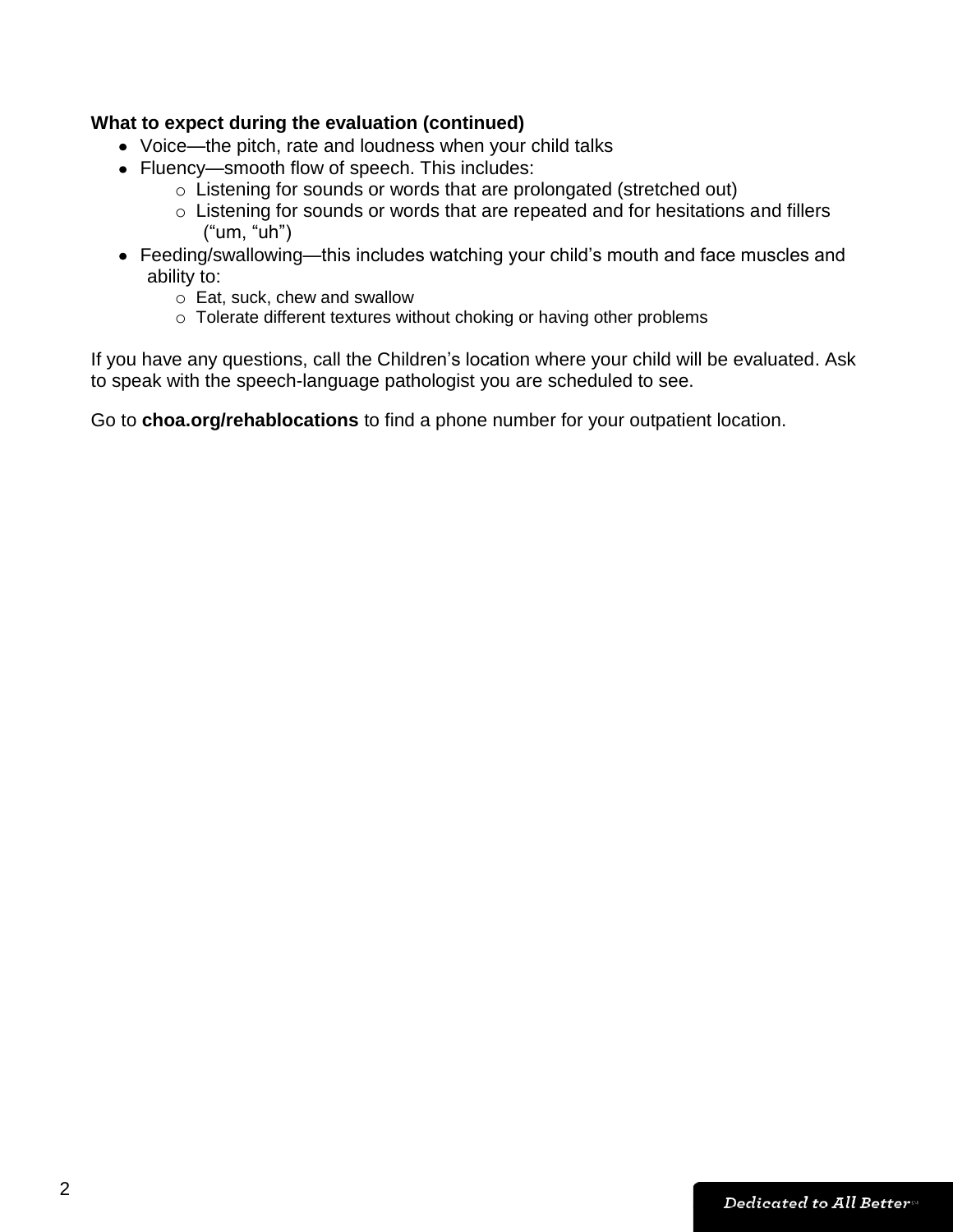**What to expect during the evaluation (continued)**

- Voice—the pitch, rate and loudness when your child talks
- Fluency—smooth flow of speech. This includes:
  - Listening for sounds or words that are prolongated (stretched out)
  - Listening for sounds or words that are repeated and for hesitations and fillers (“um, “uh”)
- Feeding/swallowing—this includes watching your child’s mouth and face muscles and ability to:
  - Eat, suck, chew and swallow
  - Tolerate different textures without choking or having other problems

If you have any questions, call the Children’s location where your child will be evaluated. Ask to speak with the speech-language pathologist you are scheduled to see.

Go to **choa.org/rehablocations** to find a phone number for your outpatient location.